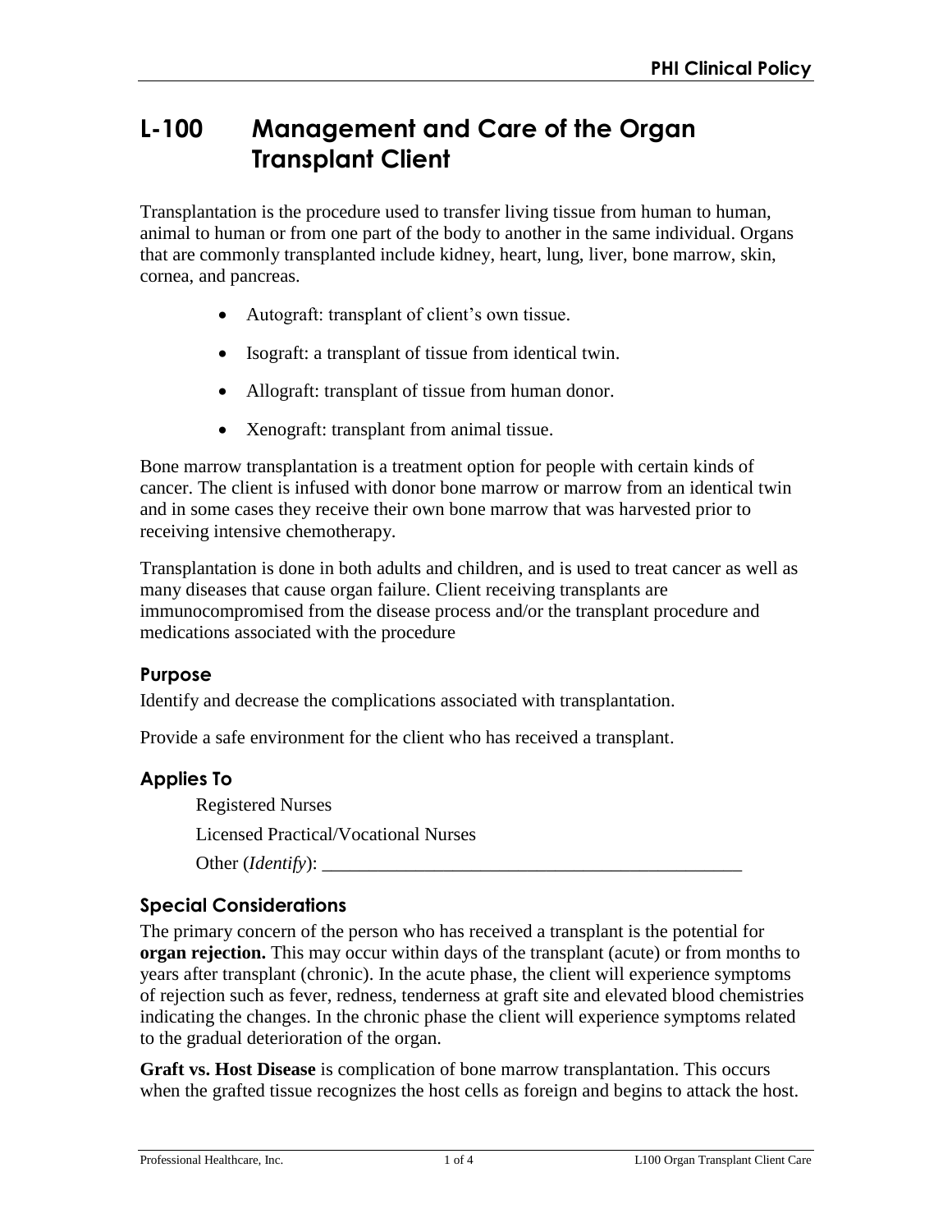# L-100 Management and Care of the Organ Transplant Client

Transplantation is the procedure used to transfer living tissue from human to human, animal to human or from one part of the body to another in the same individual. Organs that are commonly transplanted include kidney, heart, lung, liver, bone marrow, skin, cornea, and pancreas.

- Autograft: transplant of client's own tissue.
- Isograft: a transplant of tissue from identical twin.
- Allograft: transplant of tissue from human donor.
- Xenograft: transplant from animal tissue.

Bone marrow transplantation is a treatment option for people with certain kinds of cancer. The client is infused with donor bone marrow or marrow from an identical twin and in some cases they receive their own bone marrow that was harvested prior to receiving intensive chemotherapy.

Transplantation is done in both adults and children, and is used to treat cancer as well as many diseases that cause organ failure. Client receiving transplants are immunocompromised from the disease process and/or the transplant procedure and medications associated with the procedure

## Purpose

Identify and decrease the complications associated with transplantation.

Provide a safe environment for the client who has received a transplant.

## Applies To

Registered Nurses

Licensed Practical/Vocational Nurses

Other (*Identify*): ______________________________________________

## Special Considerations

The primary concern of the person who has received a transplant is the potential for **organ rejection.** This may occur within days of the transplant (acute) or from months to years after transplant (chronic). In the acute phase, the client will experience symptoms of rejection such as fever, redness, tenderness at graft site and elevated blood chemistries indicating the changes. In the chronic phase the client will experience symptoms related to the gradual deterioration of the organ.

**Graft vs. Host Disease** is complication of bone marrow transplantation. This occurs when the grafted tissue recognizes the host cells as foreign and begins to attack the host.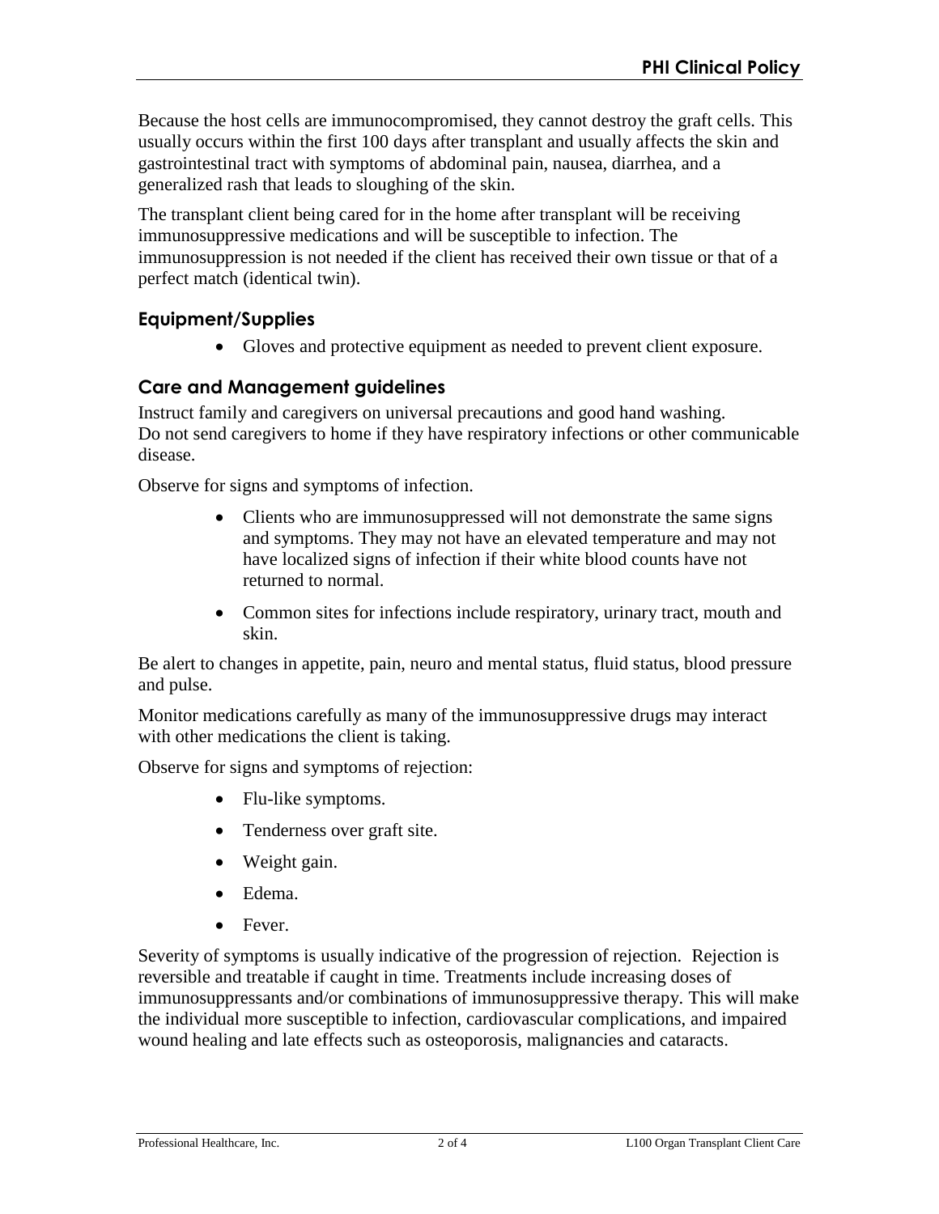Because the host cells are immunocompromised, they cannot destroy the graft cells. This usually occurs within the first 100 days after transplant and usually affects the skin and gastrointestinal tract with symptoms of abdominal pain, nausea, diarrhea, and a generalized rash that leads to sloughing of the skin.

The transplant client being cared for in the home after transplant will be receiving immunosuppressive medications and will be susceptible to infection. The immunosuppression is not needed if the client has received their own tissue or that of a perfect match (identical twin).

## Equipment/Supplies

- Gloves and protective equipment as needed to prevent client exposure.

## Care and Management guidelines

Instruct family and caregivers on universal precautions and good hand washing.
Do not send caregivers to home if they have respiratory infections or other communicable disease.

Observe for signs and symptoms of infection.

- Clients who are immunosuppressed will not demonstrate the same signs and symptoms. They may not have an elevated temperature and may not have localized signs of infection if their white blood counts have not returned to normal.
- Common sites for infections include respiratory, urinary tract, mouth and skin.

Be alert to changes in appetite, pain, neuro and mental status, fluid status, blood pressure and pulse.

Monitor medications carefully as many of the immunosuppressive drugs may interact with other medications the client is taking.

Observe for signs and symptoms of rejection:

- Flu-like symptoms.
- Tenderness over graft site.
- Weight gain.
- Edema.
- Fever.

Severity of symptoms is usually indicative of the progression of rejection. Rejection is reversible and treatable if caught in time. Treatments include increasing doses of immunosuppressants and/or combinations of immunosuppressive therapy. This will make the individual more susceptible to infection, cardiovascular complications, and impaired wound healing and late effects such as osteoporosis, malignancies and cataracts.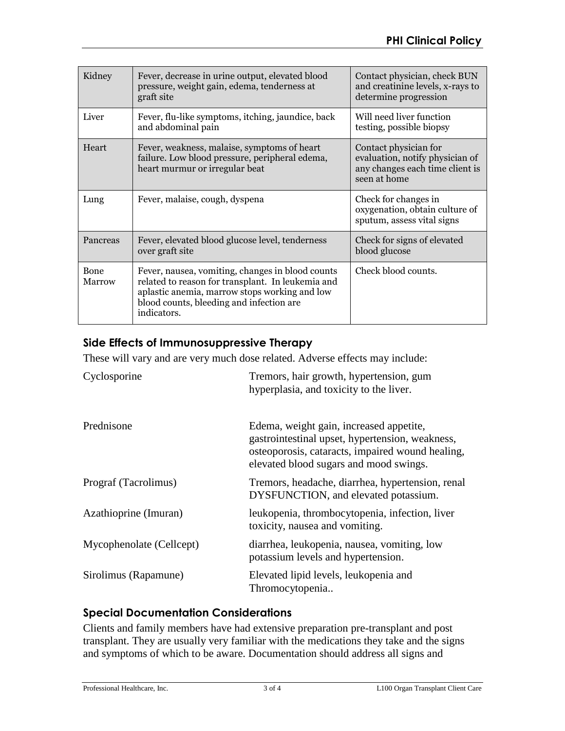| Kidney | Fever, decrease in urine output, elevated blood pressure, weight gain, edema, tenderness at graft site | Contact physician, check BUN and creatinine levels, x-rays to determine progression |
|---|---|---|
| Liver | Fever, flu-like symptoms, itching, jaundice, back and abdominal pain | Will need liver function testing, possible biopsy |
| Heart | Fever, weakness, malaise, symptoms of heart failure. Low blood pressure, peripheral edema, heart murmur or irregular beat | Contact physician for evaluation, notify physician of any changes each time client is seen at home |
| Lung | Fever, malaise, cough, dyspena | Check for changes in oxygenation, obtain culture of sputum, assess vital signs |
| Pancreas | Fever, elevated blood glucose level, tenderness over graft site | Check for signs of elevated blood glucose |
| Bone Marrow | Fever, nausea, vomiting, changes in blood counts related to reason for transplant. In leukemia and aplastic anemia, marrow stops working and low blood counts, bleeding and infection are indicators. | Check blood counts. |

## Side Effects of Immunosuppressive Therapy

These will vary and are very much dose related. Adverse effects may include:

| | |
|---|---|
| Cyclosporine | Tremors, hair growth, hypertension, gum hyperplasia, and toxicity to the liver. |
| Prednisone | Edema, weight gain, increased appetite, gastrointestinal upset, hypertension, weakness, osteoporosis, cataracts, impaired wound healing, elevated blood sugars and mood swings. |
| Prograf (Tacrolimus) | Tremors, headache, diarrhea, hypertension, renal DYSFUNCTION, and elevated potassium. |
| Azathioprine (Imuran) | leukopenia, thrombocytopenia, infection, liver toxicity, nausea and vomiting. |
| Mycophenolate (Cellcept) | diarrhea, leukopenia, nausea, vomiting, low potassium levels and hypertension. |
| Sirolimus (Rapamune) | Elevated lipid levels, leukopenia and Thromocytopenia.. |

## Special Documentation Considerations

Clients and family members have had extensive preparation pre-transplant and post transplant. They are usually very familiar with the medications they take and the signs and symptoms of which to be aware. Documentation should address all signs and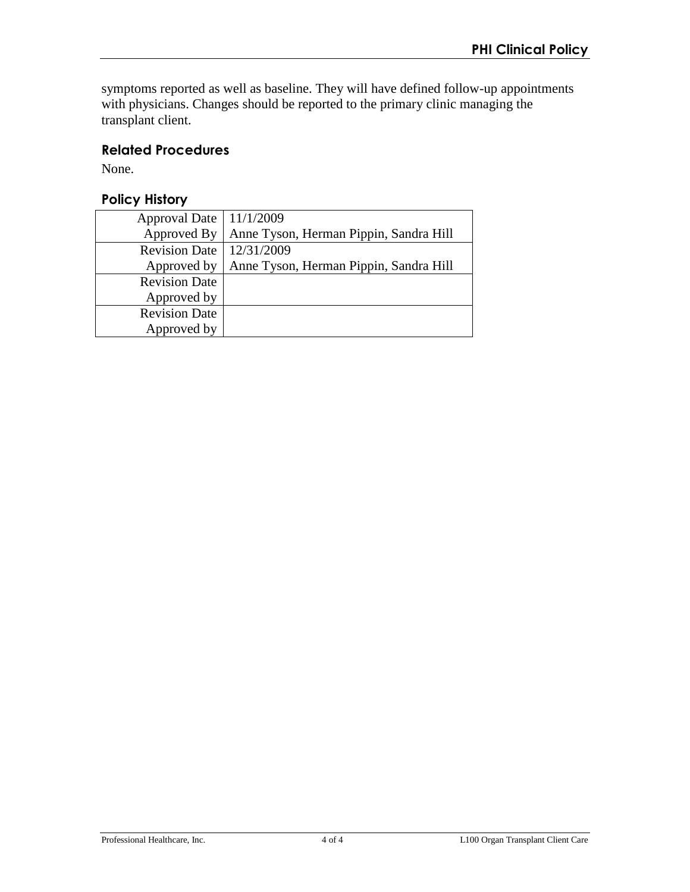symptoms reported as well as baseline. They will have defined follow-up appointments with physicians. Changes should be reported to the primary clinic managing the transplant client.

## Related Procedures

None.

## Policy History

| | |
|---|---|
| Approval Date | 11/1/2009 |
| Approved By | Anne Tyson, Herman Pippin, Sandra Hill |
| Revision Date | 12/31/2009 |
| Approved by | Anne Tyson, Herman Pippin, Sandra Hill |
| Revision Date | |
| Approved by | |
| Revision Date | |
| Approved by | |